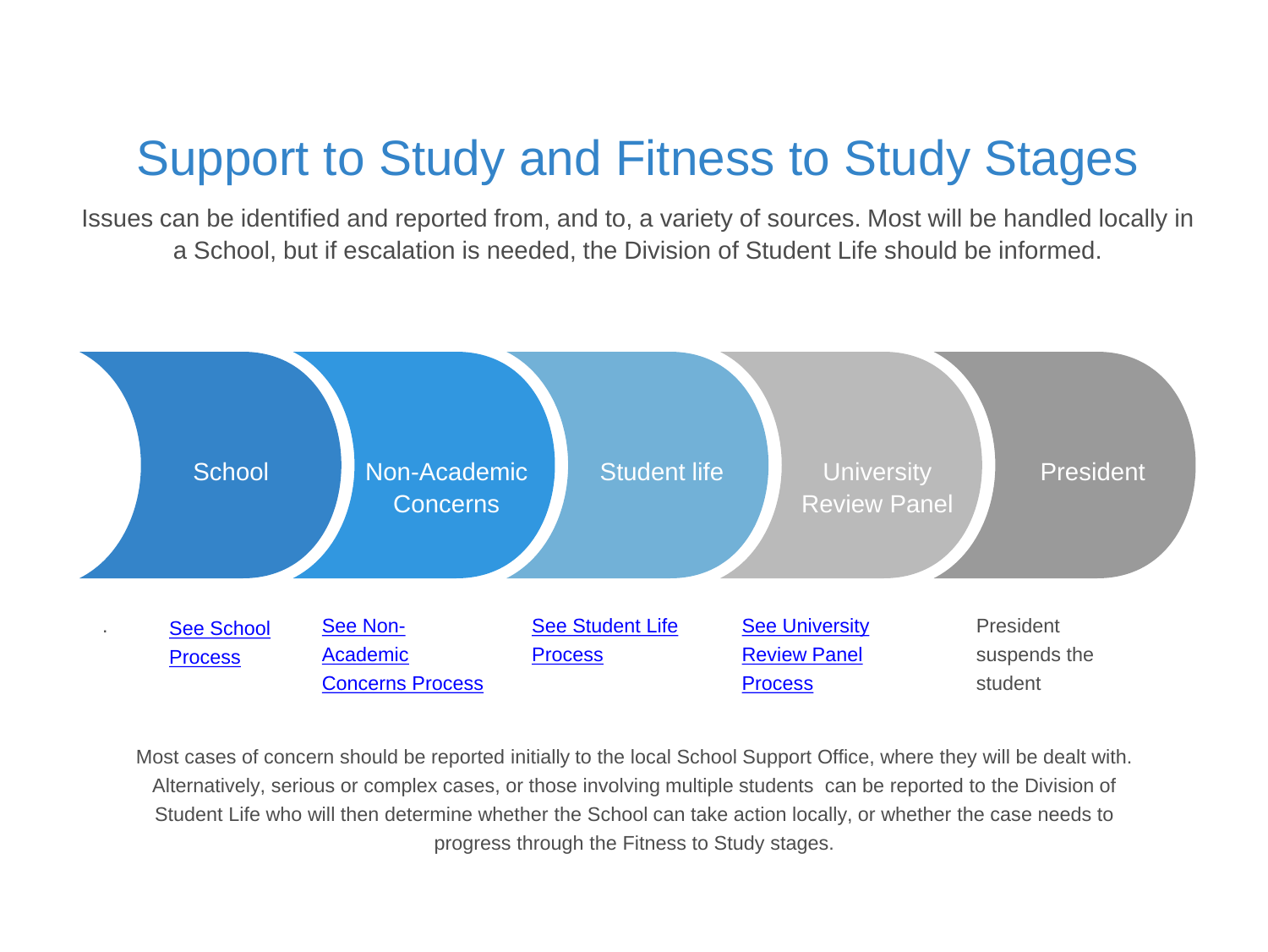# Support to Study and Fitness to Study Stages

Issues can be identified and reported from, and to, a variety of sources. Most will be handled locally in a School, but if escalation is needed, the Division of Student Life should be informed.

| School | Non-Academic Concerns | Student life | University Review Panel | President |
|---|---|---|---|---|
| See School Process | See Non-Academic Concerns Process | See Student Life Process | See University Review Panel Process | President suspends the student |

Most cases of concern should be reported initially to the local School Support Office, where they will be dealt with. Alternatively, serious or complex cases, or those involving multiple students can be reported to the Division of Student Life who will then determine whether the School can take action locally, or whether the case needs to progress through the Fitness to Study stages.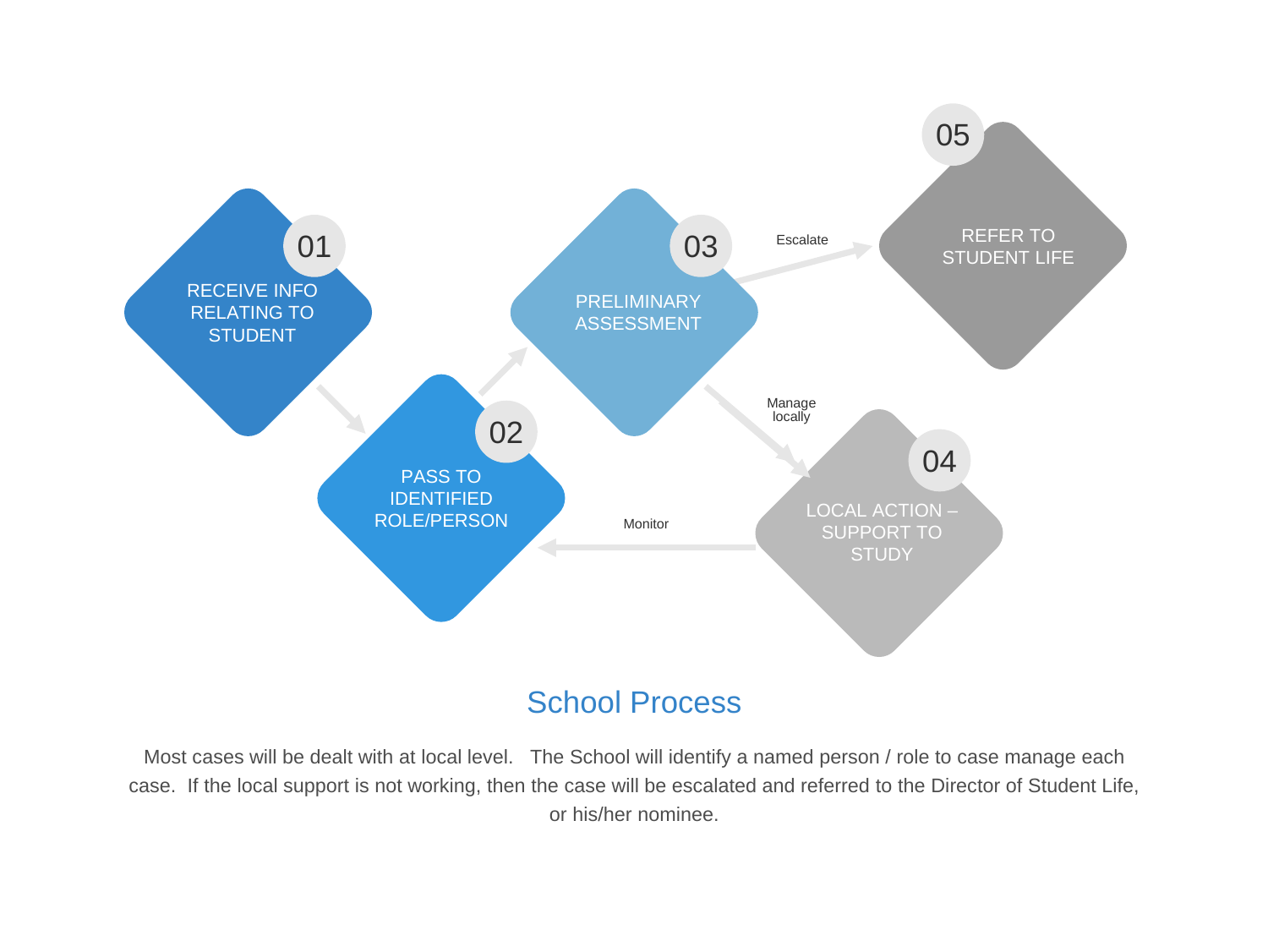01 RECEIVE INFO RELATING TO STUDENT

02 PASS TO IDENTIFIED ROLE/PERSON

03 PRELIMINARY ASSESSMENT

Escalate

05 REFER TO STUDENT LIFE

Manage locally

04 LOCAL ACTION – SUPPORT TO STUDY

Monitor

## School Process

Most cases will be dealt with at local level. The School will identify a named person / role to case manage each case. If the local support is not working, then the case will be escalated and referred to the Director of Student Life, or his/her nominee.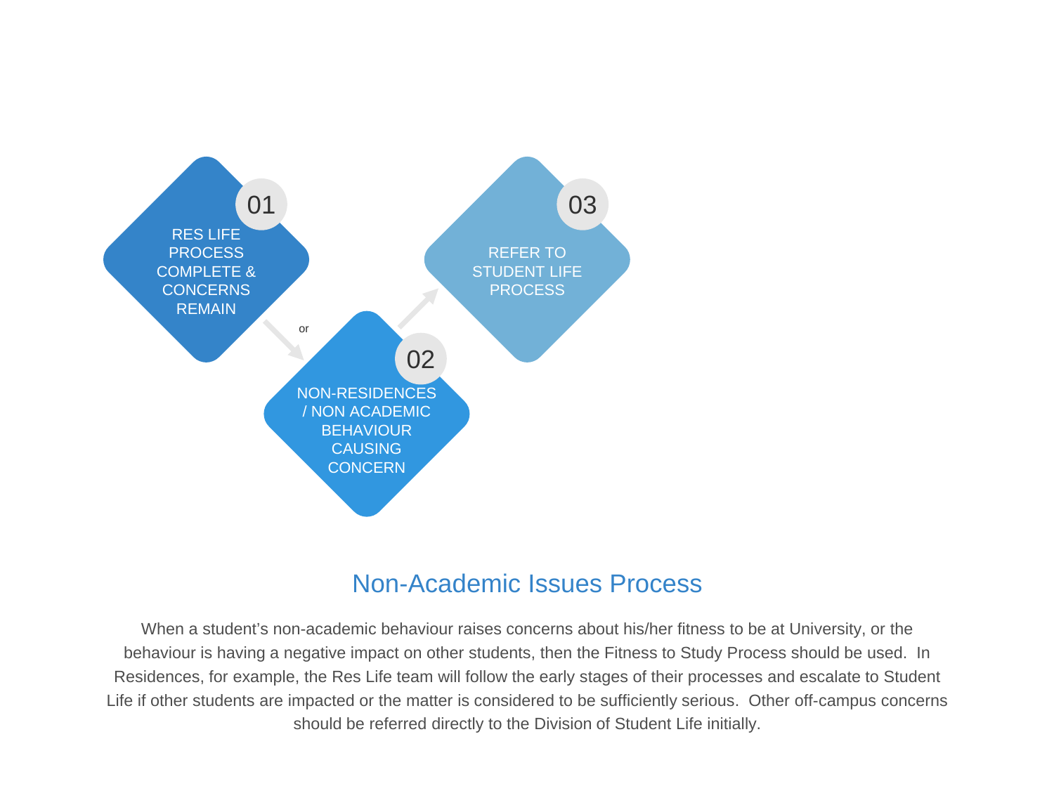**01** RES LIFE PROCESS COMPLETE & CONCERNS REMAIN

or

**02** NON-RESIDENCES / NON ACADEMIC BEHAVIOUR CAUSING CONCERN

**03** REFER TO STUDENT LIFE PROCESS

## Non-Academic Issues Process

When a student's non-academic behaviour raises concerns about his/her fitness to be at University, or the behaviour is having a negative impact on other students, then the Fitness to Study Process should be used. In Residences, for example, the Res Life team will follow the early stages of their processes and escalate to Student Life if other students are impacted or the matter is considered to be sufficiently serious. Other off-campus concerns should be referred directly to the Division of Student Life initially.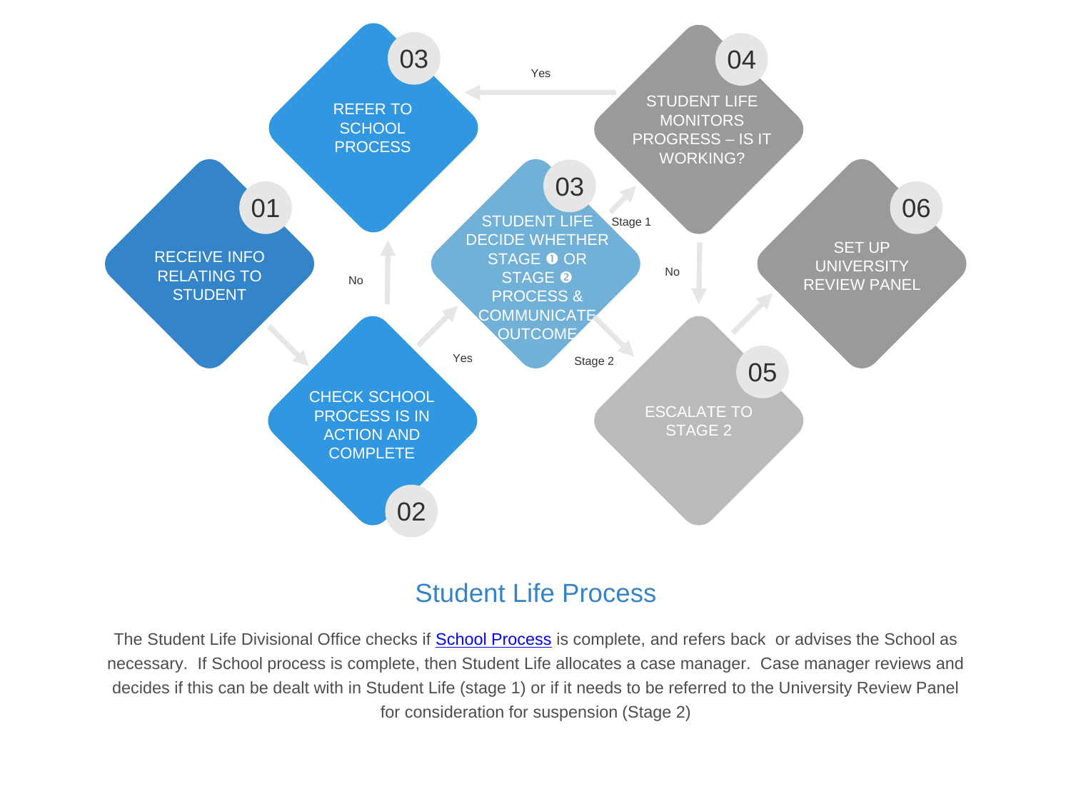**01** RECEIVE INFO RELATING TO STUDENT

**02** CHECK SCHOOL PROCESS IS IN ACTION AND COMPLETE

- No → **03** REFER TO SCHOOL PROCESS
- Yes → **03** STUDENT LIFE DECIDE WHETHER STAGE ❶ OR STAGE ❷ PROCESS & COMMUNICATE OUTCOME

**03** STUDENT LIFE DECIDE WHETHER STAGE ❶ OR STAGE ❷ PROCESS & COMMUNICATE OUTCOME

- Stage 1 → **04** STUDENT LIFE MONITORS PROGRESS – IS IT WORKING?
- Stage 2 → **05** ESCALATE TO STAGE 2

**04** STUDENT LIFE MONITORS PROGRESS – IS IT WORKING?

- Yes → **03** REFER TO SCHOOL PROCESS
- No → **05** ESCALATE TO STAGE 2

**05** ESCALATE TO STAGE 2 → **06** SET UP UNIVERSITY REVIEW PANEL

## Student Life Process

The Student Life Divisional Office checks if [School Process] is complete, and refers back or advises the School as necessary. If School process is complete, then Student Life allocates a case manager. Case manager reviews and decides if this can be dealt with in Student Life (stage 1) or if it needs to be referred to the University Review Panel for consideration for suspension (Stage 2)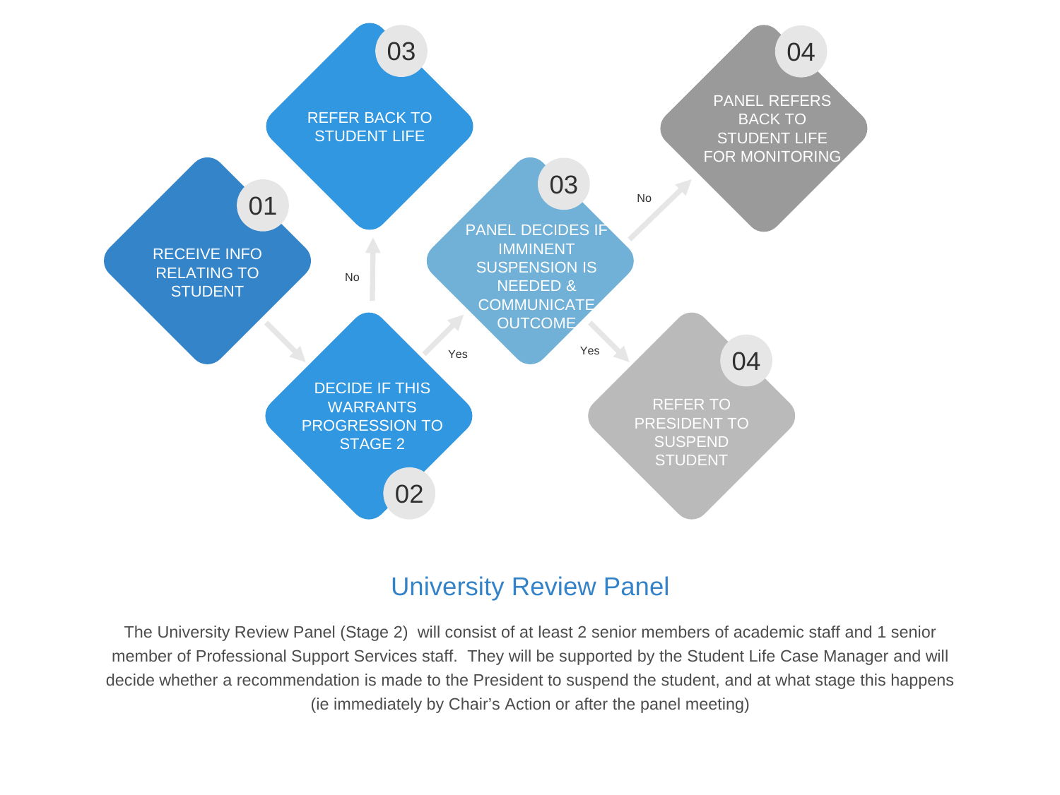01 RECEIVE INFO RELATING TO STUDENT

02 DECIDE IF THIS WARRANTS PROGRESSION TO STAGE 2

- No → 03 REFER BACK TO STUDENT LIFE
- Yes → 03 PANEL DECIDES IF IMMINENT SUSPENSION IS NEEDED & COMMUNICATE OUTCOME
  - No → 04 PANEL REFERS BACK TO STUDENT LIFE FOR MONITORING
  - Yes → 04 REFER TO PRESIDENT TO SUSPEND STUDENT

## University Review Panel

The University Review Panel (Stage 2) will consist of at least 2 senior members of academic staff and 1 senior member of Professional Support Services staff. They will be supported by the Student Life Case Manager and will decide whether a recommendation is made to the President to suspend the student, and at what stage this happens (ie immediately by Chair's Action or after the panel meeting)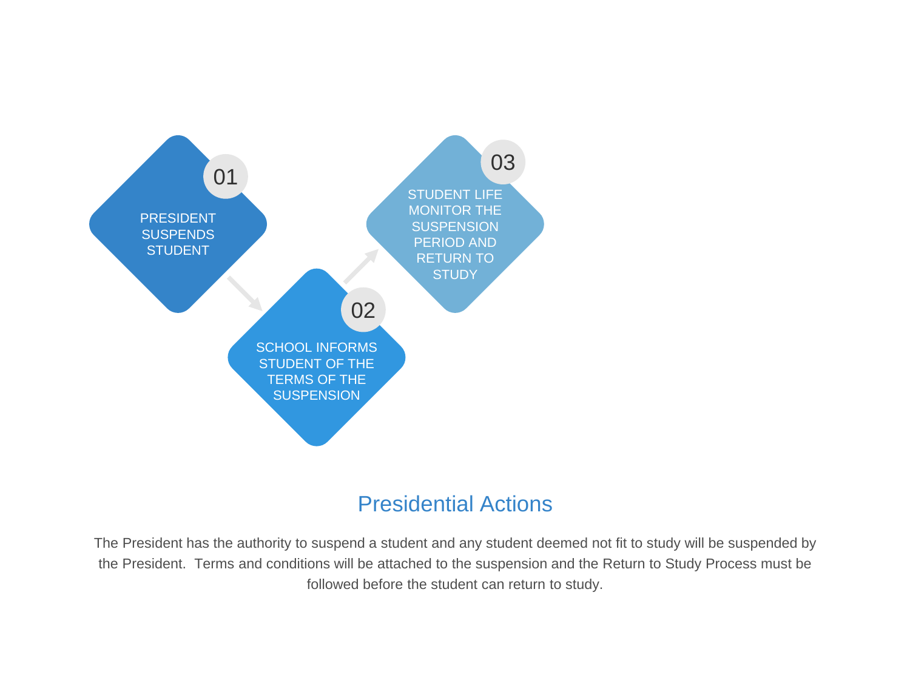01

PRESIDENT SUSPENDS STUDENT

02

SCHOOL INFORMS STUDENT OF THE TERMS OF THE SUSPENSION

03

STUDENT LIFE MONITOR THE SUSPENSION PERIOD AND RETURN TO STUDY

## Presidential Actions

The President has the authority to suspend a student and any student deemed not fit to study will be suspended by the President. Terms and conditions will be attached to the suspension and the Return to Study Process must be followed before the student can return to study.